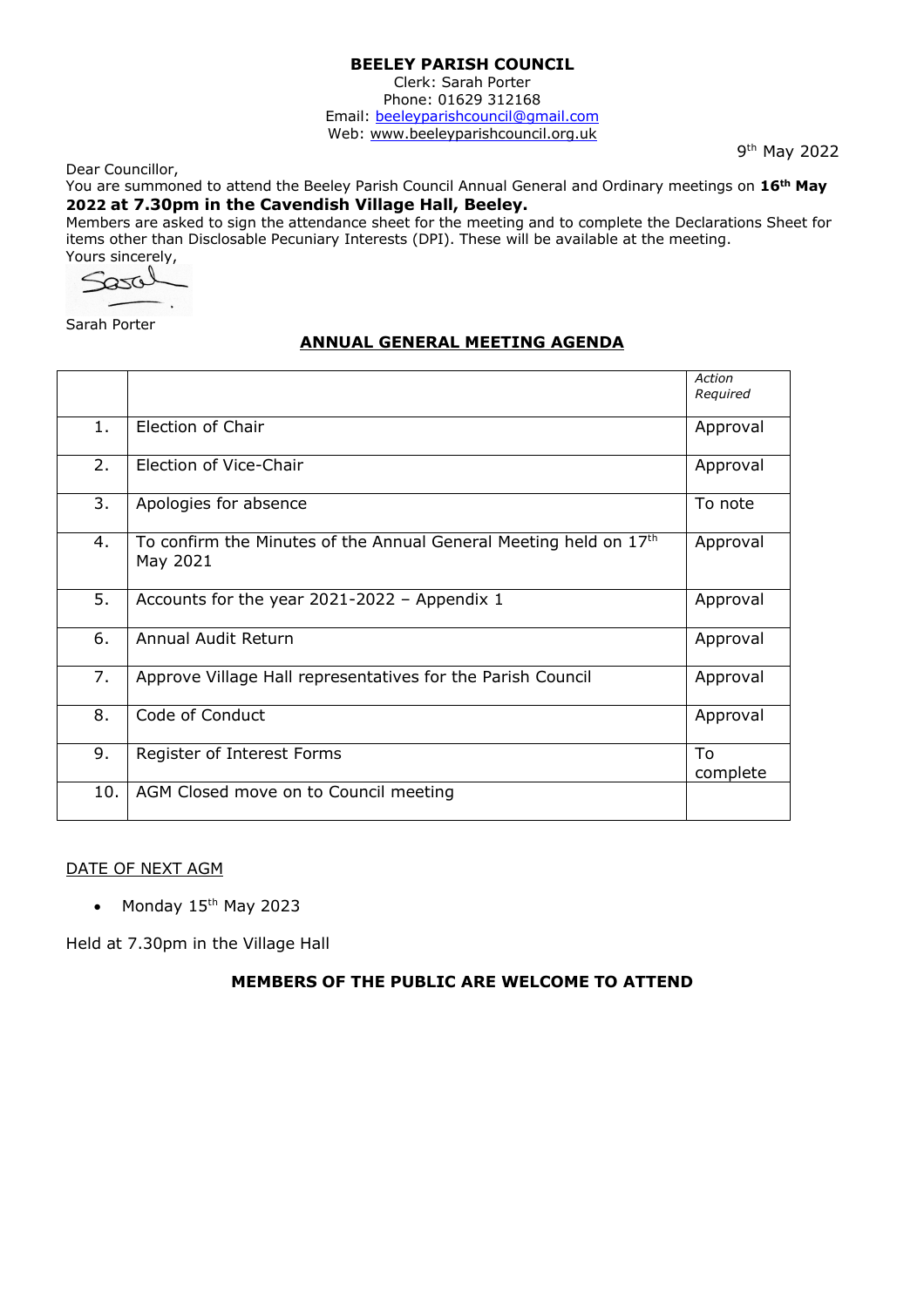**BEELEY PARISH COUNCIL**
Clerk: Sarah Porter
Phone: 01629 312168
Email: beeleyparishcouncil@gmail.com
Web: www.beeleyparishcouncil.org.uk

9th May 2022

Dear Councillor,

You are summoned to attend the Beeley Parish Council Annual General and Ordinary meetings on **16th May 2022 at 7.30pm in the Cavendish Village Hall, Beeley.**

Members are asked to sign the attendance sheet for the meeting and to complete the Declarations Sheet for items other than Disclosable Pecuniary Interests (DPI). These will be available at the meeting.

Yours sincerely,

Sarah Porter

## ANNUAL GENERAL MEETING AGENDA

| | | *Action Required* |
|---|---|---|
| 1. | Election of Chair | Approval |
| 2. | Election of Vice-Chair | Approval |
| 3. | Apologies for absence | To note |
| 4. | To confirm the Minutes of the Annual General Meeting held on 17th May 2021 | Approval |
| 5. | Accounts for the year 2021-2022 – Appendix 1 | Approval |
| 6. | Annual Audit Return | Approval |
| 7. | Approve Village Hall representatives for the Parish Council | Approval |
| 8. | Code of Conduct | Approval |
| 9. | Register of Interest Forms | To complete |
| 10. | AGM Closed move on to Council meeting | |

DATE OF NEXT AGM

- Monday 15th May 2023

Held at 7.30pm in the Village Hall

**MEMBERS OF THE PUBLIC ARE WELCOME TO ATTEND**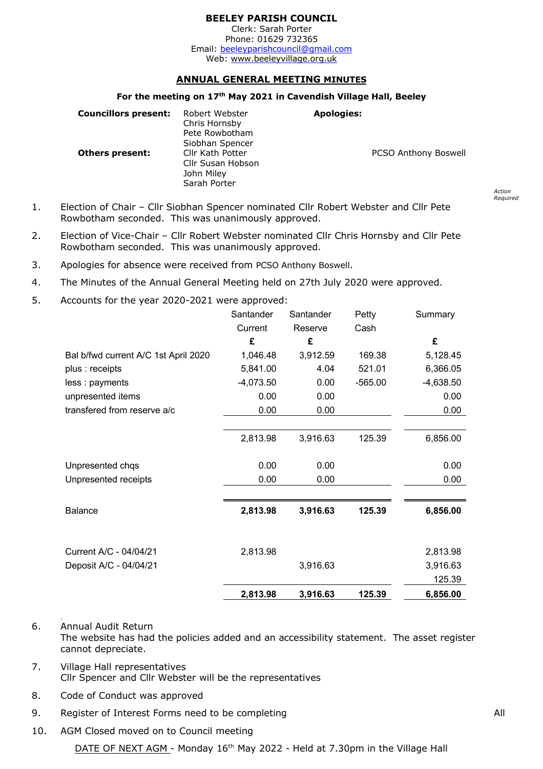**BEELEY PARISH COUNCIL**
Clerk: Sarah Porter
Phone: 01629 732365
Email: beeleyparishcouncil@gmail.com
Web: www.beeleyvillage.org.uk

## ANNUAL GENERAL MEETING MINUTES

**For the meeting on 17th May 2021 in Cavendish Village Hall, Beeley**

| | | | |
|---|---|---|---|
| **Councillors present:** | Robert Webster<br>Chris Hornsby<br>Pete Rowbotham<br>Siobhan Spencer | **Apologies:** | |
| **Others present:** | Cllr Kath Potter<br>Cllr Susan Hobson<br>John Miley<br>Sarah Porter | | PCSO Anthony Boswell |

*Action Required*

1. Election of Chair – Cllr Siobhan Spencer nominated Cllr Robert Webster and Cllr Pete Rowbotham seconded. This was unanimously approved.
2. Election of Vice-Chair – Cllr Robert Webster nominated Cllr Chris Hornsby and Cllr Pete Rowbotham seconded. This was unanimously approved.
3. Apologies for absence were received from PCSO Anthony Boswell.
4. The Minutes of the Annual General Meeting held on 27th July 2020 were approved.
5. Accounts for the year 2020-2021 were approved:

| | Santander Current | Santander Reserve | Petty Cash | Summary |
|---|---|---|---|---|
| | £ | £ | | £ |
| Bal b/fwd current A/C 1st April 2020 | 1,046.48 | 3,912.59 | 169.38 | 5,128.45 |
| plus : receipts | 5,841.00 | 4.04 | 521.01 | 6,366.05 |
| less : payments | -4,073.50 | 0.00 | -565.00 | -4,638.50 |
| unpresented items | 0.00 | 0.00 | | 0.00 |
| transfered from reserve a/c | 0.00 | 0.00 | | 0.00 |
| | 2,813.98 | 3,916.63 | 125.39 | 6,856.00 |
| Unpresented chqs | 0.00 | 0.00 | | 0.00 |
| Unpresented receipts | 0.00 | 0.00 | | 0.00 |
| **Balance** | **2,813.98** | **3,916.63** | **125.39** | **6,856.00** |
| Current A/C - 04/04/21 | 2,813.98 | | | 2,813.98 |
| Deposit A/C - 04/04/21 | | 3,916.63 | | 3,916.63 |
| | | | | 125.39 |
| | **2,813.98** | **3,916.63** | **125.39** | **6,856.00** |

6. Annual Audit Return
   The website has had the policies added and an accessibility statement. The asset register cannot depreciate.
7. Village Hall representatives
   Cllr Spencer and Cllr Webster will be the representatives
8. Code of Conduct was approved
9. Register of Interest Forms need to be completing — All
10. AGM Closed moved on to Council meeting

DATE OF NEXT AGM - Monday 16th May 2022 - Held at 7.30pm in the Village Hall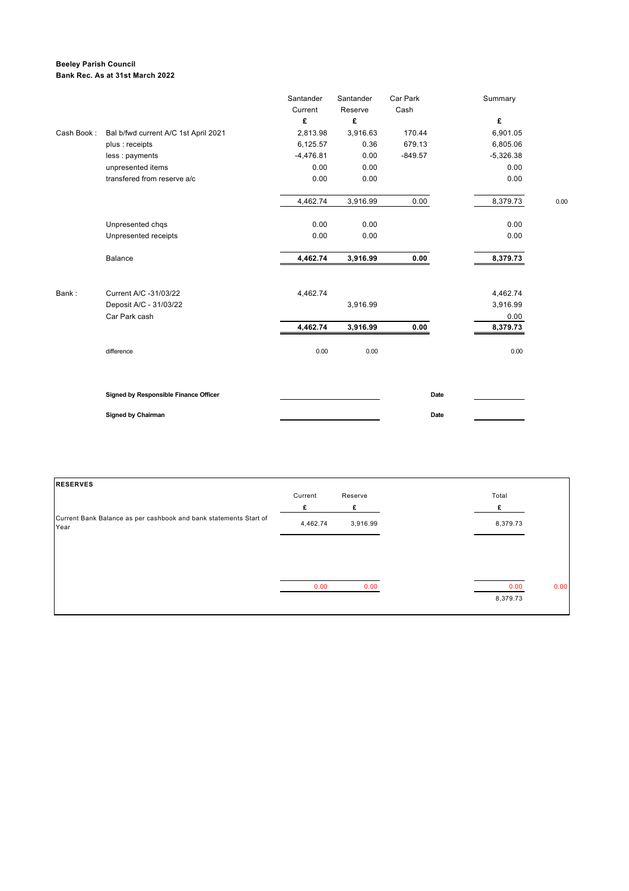**Beeley Parish Council**
**Bank Rec. As at 31st March 2022**

| | | Santander Current | Santander Reserve | Car Park Cash | Summary | |
|---|---|---|---|---|---|---|
| | | £ | £ | | £ | |
| Cash Book : | Bal b/fwd current A/C 1st April 2021 | 2,813.98 | 3,916.63 | 170.44 | 6,901.05 | |
| | plus : receipts | 6,125.57 | 0.36 | 679.13 | 6,805.06 | |
| | less : payments | -4,476.81 | 0.00 | -849.57 | -5,326.38 | |
| | unpresented items | 0.00 | 0.00 | | 0.00 | |
| | transfered from reserve a/c | 0.00 | 0.00 | | 0.00 | |
| | | 4,462.74 | 3,916.99 | 0.00 | 8,379.73 | 0.00 |
| | Unpresented chqs | 0.00 | 0.00 | | 0.00 | |
| | Unpresented receipts | 0.00 | 0.00 | | 0.00 | |
| | Balance | **4,462.74** | **3,916.99** | **0.00** | **8,379.73** | |
| Bank : | Current A/C -31/03/22 | 4,462.74 | | | 4,462.74 | |
| | Deposit A/C - 31/03/22 | | 3,916.99 | | 3,916.99 | |
| | Car Park cash | | | | 0.00 | |
| | | **4,462.74** | **3,916.99** | **0.00** | **8,379.73** | |
| | difference | 0.00 | 0.00 | | 0.00 | |

**Signed by Responsible Finance Officer** ____________________ **Date** __________

**Signed by Chairman** ____________________ **Date** __________

**RESERVES**

| | Current | Reserve | Total | |
|---|---|---|---|---|
| | £ | £ | £ | |
| Current Bank Balance as per cashbook and bank statements Start of Year | 4,462.74 | 3,916.99 | 8,379.73 | |
| | 0.00 | 0.00 | 0.00 | 0.00 |
| | | | 8,379.73 | |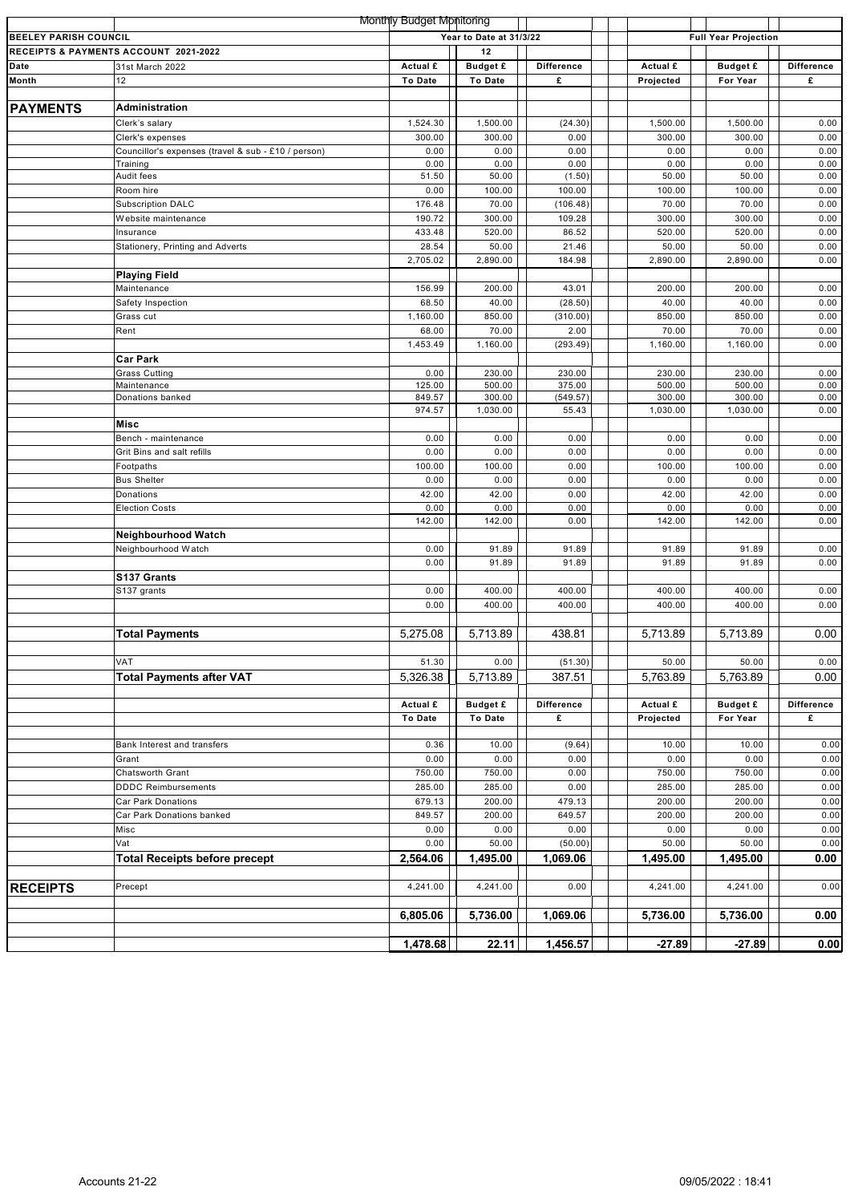Monthly Budget Monitoring

| BEELEY PARISH COUNCIL | | Year to Date at 31/3/22 | | | Full Year Projection | | |
|---|---|---|---|---|---|---|---|
| RECEIPTS & PAYMENTS ACCOUNT 2021-2022 | | | 12 | | | | |
| Date | 31st March 2022 | Actual £ | Budget £ | Difference | Actual £ | Budget £ | Difference |
| Month | 12 | To Date | To Date | £ | Projected | For Year | £ |
| **PAYMENTS** | **Administration** | | | | | | |
| | Clerk's salary | 1,524.30 | 1,500.00 | (24.30) | 1,500.00 | 1,500.00 | 0.00 |
| | Clerk's expenses | 300.00 | 300.00 | 0.00 | 300.00 | 300.00 | 0.00 |
| | Councillor's expenses (travel & sub - £10 / person) | 0.00 | 0.00 | 0.00 | 0.00 | 0.00 | 0.00 |
| | Training | 0.00 | 0.00 | 0.00 | 0.00 | 0.00 | 0.00 |
| | Audit fees | 51.50 | 50.00 | (1.50) | 50.00 | 50.00 | 0.00 |
| | Room hire | 0.00 | 100.00 | 100.00 | 100.00 | 100.00 | 0.00 |
| | Subscription DALC | 176.48 | 70.00 | (106.48) | 70.00 | 70.00 | 0.00 |
| | Website maintenance | 190.72 | 300.00 | 109.28 | 300.00 | 300.00 | 0.00 |
| | Insurance | 433.48 | 520.00 | 86.52 | 520.00 | 520.00 | 0.00 |
| | Stationery, Printing and Adverts | 28.54 | 50.00 | 21.46 | 50.00 | 50.00 | 0.00 |
| | | 2,705.02 | 2,890.00 | 184.98 | 2,890.00 | 2,890.00 | 0.00 |
| | **Playing Field** | | | | | | |
| | Maintenance | 156.99 | 200.00 | 43.01 | 200.00 | 200.00 | 0.00 |
| | Safety Inspection | 68.50 | 40.00 | (28.50) | 40.00 | 40.00 | 0.00 |
| | Grass cut | 1,160.00 | 850.00 | (310.00) | 850.00 | 850.00 | 0.00 |
| | Rent | 68.00 | 70.00 | 2.00 | 70.00 | 70.00 | 0.00 |
| | | 1,453.49 | 1,160.00 | (293.49) | 1,160.00 | 1,160.00 | 0.00 |
| | **Car Park** | | | | | | |
| | Grass Cutting | 0.00 | 230.00 | 230.00 | 230.00 | 230.00 | 0.00 |
| | Maintenance | 125.00 | 500.00 | 375.00 | 500.00 | 500.00 | 0.00 |
| | Donations banked | 849.57 | 300.00 | (549.57) | 300.00 | 300.00 | 0.00 |
| | | 974.57 | 1,030.00 | 55.43 | 1,030.00 | 1,030.00 | 0.00 |
| | **Misc** | | | | | | |
| | Bench - maintenance | 0.00 | 0.00 | 0.00 | 0.00 | 0.00 | 0.00 |
| | Grit Bins and salt refills | 0.00 | 0.00 | 0.00 | 0.00 | 0.00 | 0.00 |
| | Footpaths | 100.00 | 100.00 | 0.00 | 100.00 | 100.00 | 0.00 |
| | Bus Shelter | 0.00 | 0.00 | 0.00 | 0.00 | 0.00 | 0.00 |
| | Donations | 42.00 | 42.00 | 0.00 | 42.00 | 42.00 | 0.00 |
| | Election Costs | 0.00 | 0.00 | 0.00 | 0.00 | 0.00 | 0.00 |
| | | 142.00 | 142.00 | 0.00 | 142.00 | 142.00 | 0.00 |
| | **Neighbourhood Watch** | | | | | | |
| | Neighbourhood Watch | 0.00 | 91.89 | 91.89 | 91.89 | 91.89 | 0.00 |
| | | 0.00 | 91.89 | 91.89 | 91.89 | 91.89 | 0.00 |
| | **S137 Grants** | | | | | | |
| | S137 grants | 0.00 | 400.00 | 400.00 | 400.00 | 400.00 | 0.00 |
| | | 0.00 | 400.00 | 400.00 | 400.00 | 400.00 | 0.00 |
| | **Total Payments** | 5,275.08 | 5,713.89 | 438.81 | 5,713.89 | 5,713.89 | 0.00 |
| | VAT | 51.30 | 0.00 | (51.30) | 50.00 | 50.00 | 0.00 |
| | **Total Payments after VAT** | 5,326.38 | 5,713.89 | 387.51 | 5,763.89 | 5,763.89 | 0.00 |
| | | Actual £ To Date | Budget £ To Date | Difference £ | Actual £ Projected | Budget £ For Year | Difference £ |
| | Bank Interest and transfers | 0.36 | 10.00 | (9.64) | 10.00 | 10.00 | 0.00 |
| | Grant | 0.00 | 0.00 | 0.00 | 0.00 | 0.00 | 0.00 |
| | Chatsworth Grant | 750.00 | 750.00 | 0.00 | 750.00 | 750.00 | 0.00 |
| | DDDC Reimbursements | 285.00 | 285.00 | 0.00 | 285.00 | 285.00 | 0.00 |
| | Car Park Donations | 679.13 | 200.00 | 479.13 | 200.00 | 200.00 | 0.00 |
| | Car Park Donations banked | 849.57 | 200.00 | 649.57 | 200.00 | 200.00 | 0.00 |
| | Misc | 0.00 | 0.00 | 0.00 | 0.00 | 0.00 | 0.00 |
| | Vat | 0.00 | 50.00 | (50.00) | 50.00 | 50.00 | 0.00 |
| | **Total Receipts before precept** | **2,564.06** | **1,495.00** | **1,069.06** | **1,495.00** | **1,495.00** | **0.00** |
| **RECEIPTS** | Precept | 4,241.00 | 4,241.00 | 0.00 | 4,241.00 | 4,241.00 | 0.00 |
| | | **6,805.06** | **5,736.00** | **1,069.06** | **5,736.00** | **5,736.00** | **0.00** |
| | | **1,478.68** | **22.11** | **1,456.57** | **-27.89** | **-27.89** | **0.00** |

Accounts 21-22 09/05/2022 : 18:41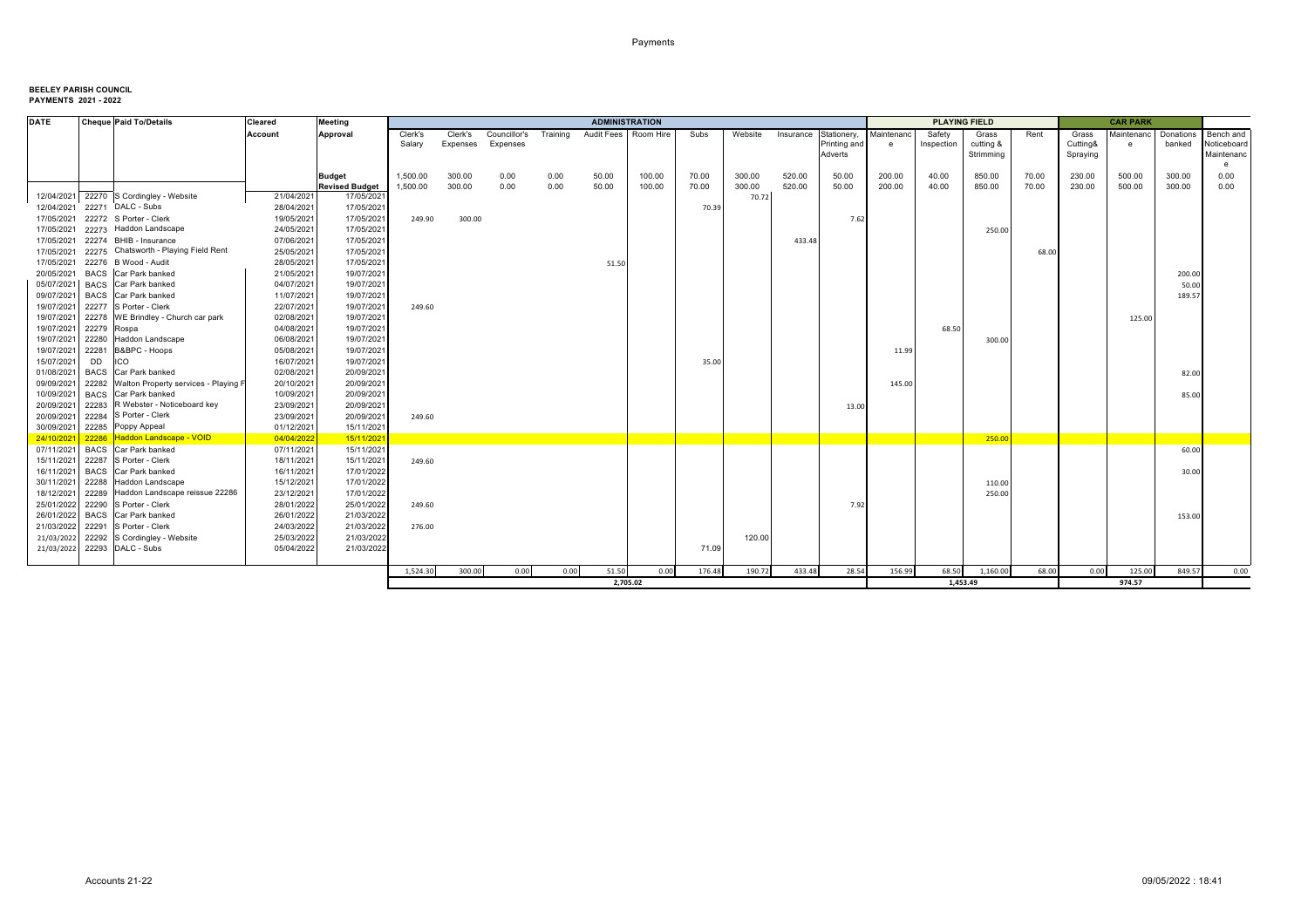**BEELEY PARISH COUNCIL**
**PAYMENTS 2021 - 2022**

| DATE | Cheque | Paid To/Details | Cleared Account | Meeting Approval | ADMINISTRATION | | | | | | | | | | PLAYING FIELD | | | | CAR PARK | | | |
|---|---|---|---|---|---|---|---|---|---|---|---|---|---|---|---|---|---|---|---|---|---|---|
| | | | | | Clerk's Salary | Clerk's Expenses | Councillor's Expenses | Training | Audit Fees | Room Hire | Subs | Website | Insurance | Stationery, Printing and Adverts | Maintenance | Safety Inspection | Grass cutting & Strimming | Rent | Grass Cutting& Spraying | Maintenance | Donations banked | Bench and Noticeboard Maintenance |
| | | | | Budget | 1,500.00 | 300.00 | 0.00 | 0.00 | 50.00 | 100.00 | 70.00 | 300.00 | 520.00 | 50.00 | 200.00 | 40.00 | 850.00 | 70.00 | 230.00 | 500.00 | 300.00 | 0.00 |
| | | | | Revised Budget | 1,500.00 | 300.00 | 0.00 | 0.00 | 50.00 | 100.00 | 70.00 | 300.00 | 520.00 | 50.00 | 200.00 | 40.00 | 850.00 | 70.00 | 230.00 | 500.00 | 300.00 | 0.00 |
| 12/04/2021 | 22270 | S Cordingley - Website | 21/04/2021 | 17/05/2021 | | | | | | | | 70.72 | | | | | | | | | | |
| 12/04/2021 | 22271 | DALC - Subs | 28/04/2021 | 17/05/2021 | | | | | | | 70.39 | | | | | | | | | | | |
| 17/05/2021 | 22272 | S Porter - Clerk | 19/05/2021 | 17/05/2021 | 249.90 | 300.00 | | | | | | | | 7.62 | | | | | | | | |
| 17/05/2021 | 22273 | Haddon Landscape | 24/05/2021 | 17/05/2021 | | | | | | | | | | | | | 250.00 | | | | | |
| 17/05/2021 | 22274 | BHIB - Insurance | 07/06/2021 | 17/05/2021 | | | | | | | | | 433.48 | | | | | | | | | |
| 17/05/2021 | 22275 | Chatsworth - Playing Field Rent | 25/05/2021 | 17/05/2021 | | | | | | | | | | | | | | 68.00 | | | | |
| 17/05/2021 | 22276 | B Wood - Audit | 28/05/2021 | 17/05/2021 | | | | | 51.50 | | | | | | | | | | | | | |
| 20/05/2021 | BACS | Car Park banked | 21/05/2021 | 19/07/2021 | | | | | | | | | | | | | | | | | 200.00 | |
| 05/07/2021 | BACS | Car Park banked | 04/07/2021 | 19/07/2021 | | | | | | | | | | | | | | | | | 50.00 | |
| 09/07/2021 | BACS | Car Park banked | 11/07/2021 | 19/07/2021 | | | | | | | | | | | | | | | | | 189.57 | |
| 19/07/2021 | 22277 | S Porter - Clerk | 22/07/2021 | 19/07/2021 | 249.60 | | | | | | | | | | | | | | | | | |
| 19/07/2021 | 22278 | WE Brindley - Church car park | 02/08/2021 | 19/07/2021 | | | | | | | | | | | | | | | | 125.00 | | |
| 19/07/2021 | 22279 | Rospa | 04/08/2021 | 19/07/2021 | | | | | | | | | | | | 68.50 | | | | | | |
| 19/07/2021 | 22280 | Haddon Landscape | 06/08/2021 | 19/07/2021 | | | | | | | | | | | | | 300.00 | | | | | |
| 19/07/2021 | 22281 | B&BPC - Hoops | 05/08/2021 | 19/07/2021 | | | | | | | | | | | 11.99 | | | | | | | |
| 15/07/2021 | DD | ICO | 16/07/2021 | 19/07/2021 | | | | | | | 35.00 | | | | | | | | | | | |
| 01/08/2021 | BACS | Car Park banked | 02/08/2021 | 20/09/2021 | | | | | | | | | | | | | | | | | 82.00 | |
| 09/09/2021 | 22282 | Walton Property services - Playing F | 20/10/2021 | 20/09/2021 | | | | | | | | | | | 145.00 | | | | | | | |
| 10/09/2021 | BACS | Car Park banked | 10/09/2021 | 20/09/2021 | | | | | | | | | | | | | | | | | 85.00 | |
| 20/09/2021 | 22283 | R Webster - Noticeboard key | 23/09/2021 | 20/09/2021 | | | | | | | | | | 13.00 | | | | | | | | |
| 20/09/2021 | 22284 | S Porter - Clerk | 23/09/2021 | 20/09/2021 | 249.60 | | | | | | | | | | | | | | | | | |
| 30/09/2021 | 22285 | Poppy Appeal | 01/12/2021 | 15/11/2021 | | | | | | | | | | | | | | | | | | |
| 24/10/2021 | 22286 | Haddon Landscape - VOID | 04/04/2022 | 15/11/2021 | | | | | | | | | | | | | 250.00 | | | | | |
| 07/11/2021 | BACS | Car Park banked | 07/11/2021 | 15/11/2021 | | | | | | | | | | | | | | | | | 60.00 | |
| 15/11/2021 | 22287 | S Porter - Clerk | 18/11/2021 | 15/11/2021 | 249.60 | | | | | | | | | | | | | | | | | |
| 16/11/2021 | BACS | Car Park banked | 16/11/2021 | 17/01/2022 | | | | | | | | | | | | | | | | | 30.00 | |
| 30/11/2021 | 22288 | Haddon Landscape | 15/12/2021 | 17/01/2022 | | | | | | | | | | | | | 110.00 | | | | | |
| 18/12/2021 | 22289 | Haddon Landscape reissue 22286 | 23/12/2021 | 17/01/2022 | | | | | | | | | | | | | 250.00 | | | | | |
| 25/01/2022 | 22290 | S Porter - Clerk | 28/01/2022 | 25/01/2022 | 249.60 | | | | | | | | | 7.92 | | | | | | | | |
| 26/01/2022 | BACS | Car Park banked | 26/01/2022 | 21/03/2022 | | | | | | | | | | | | | | | | | 153.00 | |
| 21/03/2022 | 22291 | S Porter - Clerk | 24/03/2022 | 21/03/2022 | 276.00 | | | | | | | | | | | | | | | | | |
| 21/03/2022 | 22292 | S Cordingley - Website | 25/03/2022 | 21/03/2022 | | | | | | | | 120.00 | | | | | | | | | | |
| 21/03/2022 | 22293 | DALC - Subs | 05/04/2022 | 21/03/2022 | | | | | | | 71.09 | | | | | | | | | | | |
| | | | | | 1,524.30 | 300.00 | 0.00 | 0.00 | 51.50 | 0.00 | 176.48 | 190.72 | 433.48 | 28.54 | 156.99 | 68.50 | 1,160.00 | 68.00 | 0.00 | 125.00 | 849.57 | 0.00 |
| | | | | | 2,705.02 | | | | | | | | | | 1,453.49 | | | | 974.57 | | | |

Accounts 21-22 | 09/05/2022 : 18:41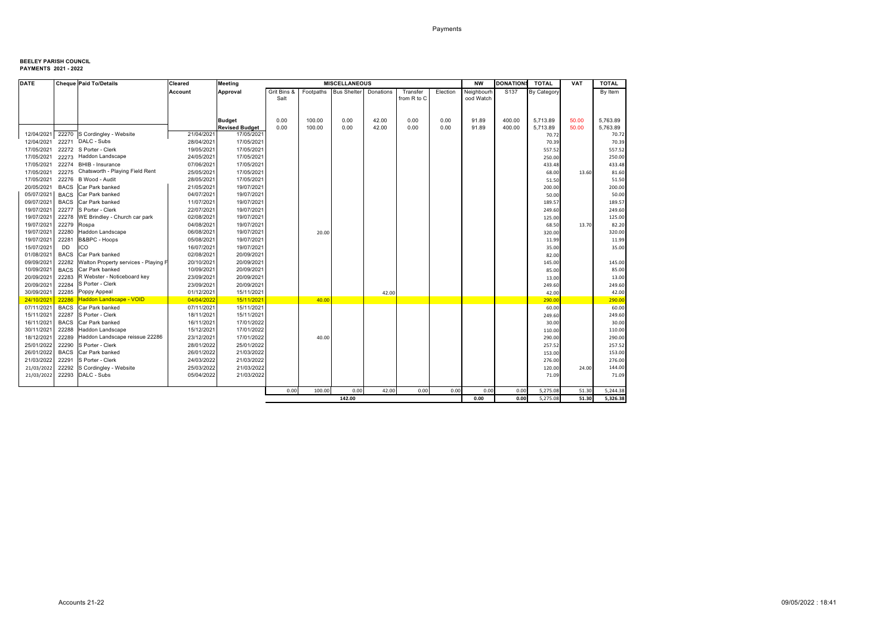**BEELEY PARISH COUNCIL**
**PAYMENTS 2021 - 2022**

| DATE | Cheque | Paid To/Details | Cleared Account | Meeting Approval | Grit Bins & Salt | Footpaths | Bus Shelter | Donations | Transfer from R to C | Election | NW Neighbourhood Watch | DONATIONS S137 | TOTAL By Category | VAT | TOTAL By Item |
|---|---|---|---|---|---|---|---|---|---|---|---|---|---|---|---|
| | | | | | MISCELLANEOUS | | | | | | | | | | |
| | | | | Budget | 0.00 | 100.00 | 0.00 | 42.00 | 0.00 | 0.00 | 91.89 | 400.00 | 5,713.89 | 50.00 | 5,763.89 |
| | | | | Revised Budget | 0.00 | 100.00 | 0.00 | 42.00 | 0.00 | 0.00 | 91.89 | 400.00 | 5,713.89 | 50.00 | 5,763.89 |
| 12/04/2021 | 22270 | S Cordingley - Website | 21/04/2021 | 17/05/2021 | | | | | | | | | 70.72 | | 70.72 |
| 12/04/2021 | 22271 | DALC - Subs | 28/04/2021 | 17/05/2021 | | | | | | | | | 70.39 | | 70.39 |
| 17/05/2021 | 22272 | S Porter - Clerk | 19/05/2021 | 17/05/2021 | | | | | | | | | 557.52 | | 557.52 |
| 17/05/2021 | 22273 | Haddon Landscape | 24/05/2021 | 17/05/2021 | | | | | | | | | 250.00 | | 250.00 |
| 17/05/2021 | 22274 | BHIB - Insurance | 07/06/2021 | 17/05/2021 | | | | | | | | | 433.48 | | 433.48 |
| 17/05/2021 | 22275 | Chatsworth - Playing Field Rent | 25/05/2021 | 17/05/2021 | | | | | | | | | 68.00 | 13.60 | 81.60 |
| 17/05/2021 | 22276 | B Wood - Audit | 28/05/2021 | 17/05/2021 | | | | | | | | | 51.50 | | 51.50 |
| 20/05/2021 | BACS | Car Park banked | 21/05/2021 | 19/07/2021 | | | | | | | | | 200.00 | | 200.00 |
| 05/07/2021 | BACS | Car Park banked | 04/07/2021 | 19/07/2021 | | | | | | | | | 50.00 | | 50.00 |
| 09/07/2021 | BACS | Car Park banked | 11/07/2021 | 19/07/2021 | | | | | | | | | 189.57 | | 189.57 |
| 19/07/2021 | 22277 | S Porter - Clerk | 22/07/2021 | 19/07/2021 | | | | | | | | | 249.60 | | 249.60 |
| 19/07/2021 | 22278 | WE Brindley - Church car park | 02/08/2021 | 19/07/2021 | | | | | | | | | 125.00 | | 125.00 |
| 19/07/2021 | 22279 | Rospa | 04/08/2021 | 19/07/2021 | | | | | | | | | 68.50 | 13.70 | 82.20 |
| 19/07/2021 | 22280 | Haddon Landscape | 06/08/2021 | 19/07/2021 | | 20.00 | | | | | | | 320.00 | | 320.00 |
| 19/07/2021 | 22281 | B&BPC - Hoops | 05/08/2021 | 19/07/2021 | | | | | | | | | 11.99 | | 11.99 |
| 15/07/2021 | DD | ICO | 16/07/2021 | 19/07/2021 | | | | | | | | | 35.00 | | 35.00 |
| 01/08/2021 | BACS | Car Park banked | 02/08/2021 | 20/09/2021 | | | | | | | | | 82.00 | | |
| 09/09/2021 | 22282 | Walton Property services - Playing F | 20/10/2021 | 20/09/2021 | | | | | | | | | 145.00 | | 145.00 |
| 10/09/2021 | BACS | Car Park banked | 10/09/2021 | 20/09/2021 | | | | | | | | | 85.00 | | 85.00 |
| 20/09/2021 | 22283 | R Webster - Noticeboard key | 23/09/2021 | 20/09/2021 | | | | | | | | | 13.00 | | 13.00 |
| 20/09/2021 | 22284 | S Porter - Clerk | 23/09/2021 | 20/09/2021 | | | | | | | | | 249.60 | | 249.60 |
| 30/09/2021 | 22285 | Poppy Appeal | 01/12/2021 | 15/11/2021 | | | | 42.00 | | | | | 42.00 | | 42.00 |
| 24/10/2021 | 22286 | Haddon Landscape - VOID | 04/04/2022 | 15/11/2021 | | 40.00 | | | | | | | 290.00 | | 290.00 |
| 07/11/2021 | BACS | Car Park banked | 07/11/2021 | 15/11/2021 | | | | | | | | | 60.00 | | 60.00 |
| 15/11/2021 | 22287 | S Porter - Clerk | 18/11/2021 | 15/11/2021 | | | | | | | | | 249.60 | | 249.60 |
| 16/11/2021 | BACS | Car Park banked | 16/11/2021 | 17/01/2022 | | | | | | | | | 30.00 | | 30.00 |
| 30/11/2021 | 22288 | Haddon Landscape | 15/12/2021 | 17/01/2022 | | | | | | | | | 110.00 | | 110.00 |
| 18/12/2021 | 22289 | Haddon Landscape reissue 22286 | 23/12/2021 | 17/01/2022 | | 40.00 | | | | | | | 290.00 | | 290.00 |
| 25/01/2022 | 22290 | S Porter - Clerk | 28/01/2022 | 25/01/2022 | | | | | | | | | 257.52 | | 257.52 |
| 26/01/2022 | BACS | Car Park banked | 26/01/2022 | 21/03/2022 | | | | | | | | | 153.00 | | 153.00 |
| 21/03/2022 | 22291 | S Porter - Clerk | 24/03/2022 | 21/03/2022 | | | | | | | | | 276.00 | | 276.00 |
| 21/03/2022 | 22292 | S Cordingley - Website | 25/03/2022 | 21/03/2022 | | | | | | | | | 120.00 | 24.00 | 144.00 |
| 21/03/2022 | 22293 | DALC - Subs | 05/04/2022 | 21/03/2022 | | | | | | | | | 71.09 | | 71.09 |
| | | | | | 0.00 | 100.00 | 0.00 | 42.00 | 0.00 | 0.00 | 0.00 | 0.00 | 5,275.08 | 51.30 | 5,244.38 |
| | | | | | | | 142.00 | | | | 0.00 | 0.00 | 5,275.08 | 51.30 | 5,326.38 |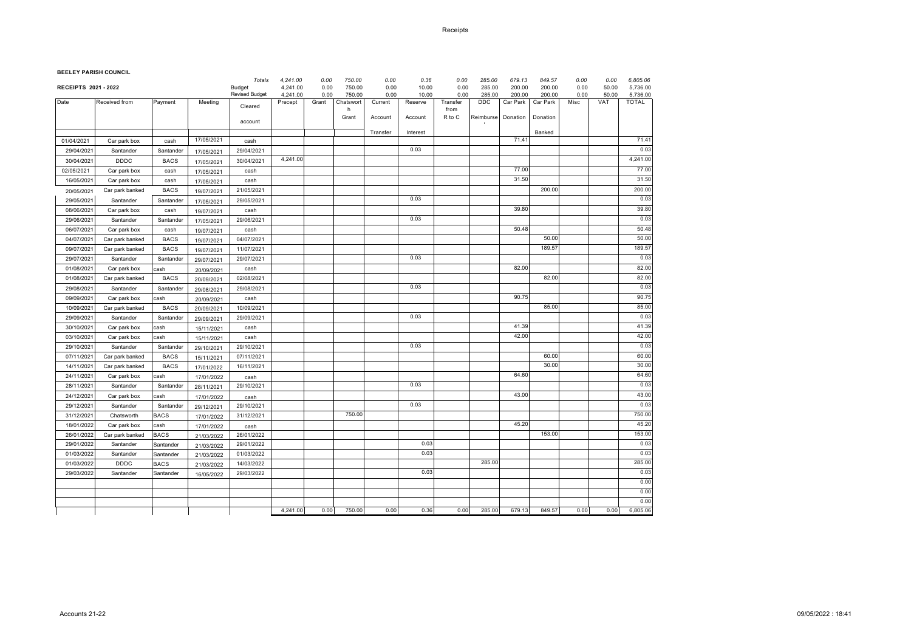**BEELEY PARISH COUNCIL**

**RECEIPTS 2021 - 2022**

| Date | Received from | Payment | Meeting | Cleared account | Precept | Grant | Chatsworth Grant | Current Account Transfer | Reserve Account Interest | Transfer from R to C | DDC Reimburse | Car Park Donation | Car Park Donation Banked | Misc | VAT | TOTAL |
|---|---|---|---|---|---|---|---|---|---|---|---|---|---|---|---|---|
| | | | | *Totals* | *4,241.00* | *0.00* | *750.00* | *0.00* | *0.36* | *0.00* | *285.00* | *679.13* | *849.57* | *0.00* | *0.00* | *6,805.06* |
| | | | | Budget | 4,241.00 | 0.00 | 750.00 | 0.00 | 10.00 | 0.00 | 285.00 | 200.00 | 200.00 | 0.00 | 50.00 | 5,736.00 |
| | | | | Revised Budget | 4,241.00 | 0.00 | 750.00 | 0.00 | 10.00 | 0.00 | 285.00 | 200.00 | 200.00 | 0.00 | 50.00 | 5,736.00 |
| 01/04/2021 | Car park box | cash | 17/05/2021 | cash | | | | | | | | 71.41 | | | | 71.41 |
| 29/04/2021 | Santander | Santander | 17/05/2021 | 29/04/2021 | | | | | 0.03 | | | | | | | 0.03 |
| 30/04/2021 | DDDC | BACS | 17/05/2021 | 30/04/2021 | 4,241.00 | | | | | | | | | | | 4,241.00 |
| 02/05/2021 | Car park box | cash | 17/05/2021 | cash | | | | | | | | 77.00 | | | | 77.00 |
| 16/05/2021 | Car park box | cash | 17/05/2021 | cash | | | | | | | | 31.50 | | | | 31.50 |
| 20/05/2021 | Car park banked | BACS | 19/07/2021 | 21/05/2021 | | | | | | | | | 200.00 | | | 200.00 |
| 29/05/2021 | Santander | Santander | 17/05/2021 | 29/05/2021 | | | | | 0.03 | | | | | | | 0.03 |
| 08/06/2021 | Car park box | cash | 19/07/2021 | cash | | | | | | | | 39.80 | | | | 39.80 |
| 29/06/2021 | Santander | Santander | 17/05/2021 | 29/06/2021 | | | | | 0.03 | | | | | | | 0.03 |
| 06/07/2021 | Car park box | cash | 19/07/2021 | cash | | | | | | | | 50.48 | | | | 50.48 |
| 04/07/2021 | Car park banked | BACS | 19/07/2021 | 04/07/2021 | | | | | | | | | 50.00 | | | 50.00 |
| 09/07/2021 | Car park banked | BACS | 19/07/2021 | 11/07/2021 | | | | | | | | | 189.57 | | | 189.57 |
| 29/07/2021 | Santander | Santander | 29/07/2021 | 29/07/2021 | | | | | 0.03 | | | | | | | 0.03 |
| 01/08/2021 | Car park box | cash | 20/09/2021 | cash | | | | | | | | 82.00 | | | | 82.00 |
| 01/08/2021 | Car park banked | BACS | 20/09/2021 | 02/08/2021 | | | | | | | | | 82.00 | | | 82.00 |
| 29/08/2021 | Santander | Santander | 29/08/2021 | 29/08/2021 | | | | | 0.03 | | | | | | | 0.03 |
| 09/09/2021 | Car park box | cash | 20/09/2021 | cash | | | | | | | | 90.75 | | | | 90.75 |
| 10/09/2021 | Car park banked | BACS | 20/09/2021 | 10/09/2021 | | | | | | | | | 85.00 | | | 85.00 |
| 29/09/2021 | Santander | Santander | 29/09/2021 | 29/09/2021 | | | | | 0.03 | | | | | | | 0.03 |
| 30/10/2021 | Car park box | cash | 15/11/2021 | cash | | | | | | | | 41.39 | | | | 41.39 |
| 03/10/2021 | Car park box | cash | 15/11/2021 | cash | | | | | | | | 42.00 | | | | 42.00 |
| 29/10/2021 | Santander | Santander | 29/10/2021 | 29/10/2021 | | | | | 0.03 | | | | | | | 0.03 |
| 07/11/2021 | Car park banked | BACS | 15/11/2021 | 07/11/2021 | | | | | | | | | 60.00 | | | 60.00 |
| 14/11/2021 | Car park banked | BACS | 17/01/2022 | 16/11/2021 | | | | | | | | | 30.00 | | | 30.00 |
| 24/11/2021 | Car park box | cash | 17/01/2022 | cash | | | | | | | | 64.60 | | | | 64.60 |
| 28/11/2021 | Santander | Santander | 28/11/2021 | 29/10/2021 | | | | | 0.03 | | | | | | | 0.03 |
| 24/12/2021 | Car park box | cash | 17/01/2022 | cash | | | | | | | | 43.00 | | | | 43.00 |
| 29/12/2021 | Santander | Santander | 29/12/2021 | 29/10/2021 | | | | | 0.03 | | | | | | | 0.03 |
| 31/12/2021 | Chatsworth | BACS | 17/01/2022 | 31/12/2021 | | | 750.00 | | | | | | | | | 750.00 |
| 18/01/2022 | Car park box | cash | 17/01/2022 | cash | | | | | | | | 45.20 | | | | 45.20 |
| 26/01/2022 | Car park banked | BACS | 21/03/2022 | 26/01/2022 | | | | | | | | | 153.00 | | | 153.00 |
| 29/01/2022 | Santander | Santander | 21/03/2022 | 29/01/2022 | | | | | 0.03 | | | | | | | 0.03 |
| 01/03/2022 | Santander | Santander | 21/03/2022 | 01/03/2022 | | | | | 0.03 | | | | | | | 0.03 |
| 01/03/2022 | DDDC | BACS | 21/03/2022 | 14/03/2022 | | | | | | | 285.00 | | | | | 285.00 |
| 29/03/2022 | Santander | Santander | 16/05/2022 | 29/03/2022 | | | | | 0.03 | | | | | | | 0.03 |
| | | | | | | | | | | | | | | | | 0.00 |
| | | | | | | | | | | | | | | | | 0.00 |
| | | | | | | | | | | | | | | | | 0.00 |
| | | | | | 4,241.00 | 0.00 | 750.00 | 0.00 | 0.36 | 0.00 | 285.00 | 679.13 | 849.57 | 0.00 | 0.00 | 6,805.06 |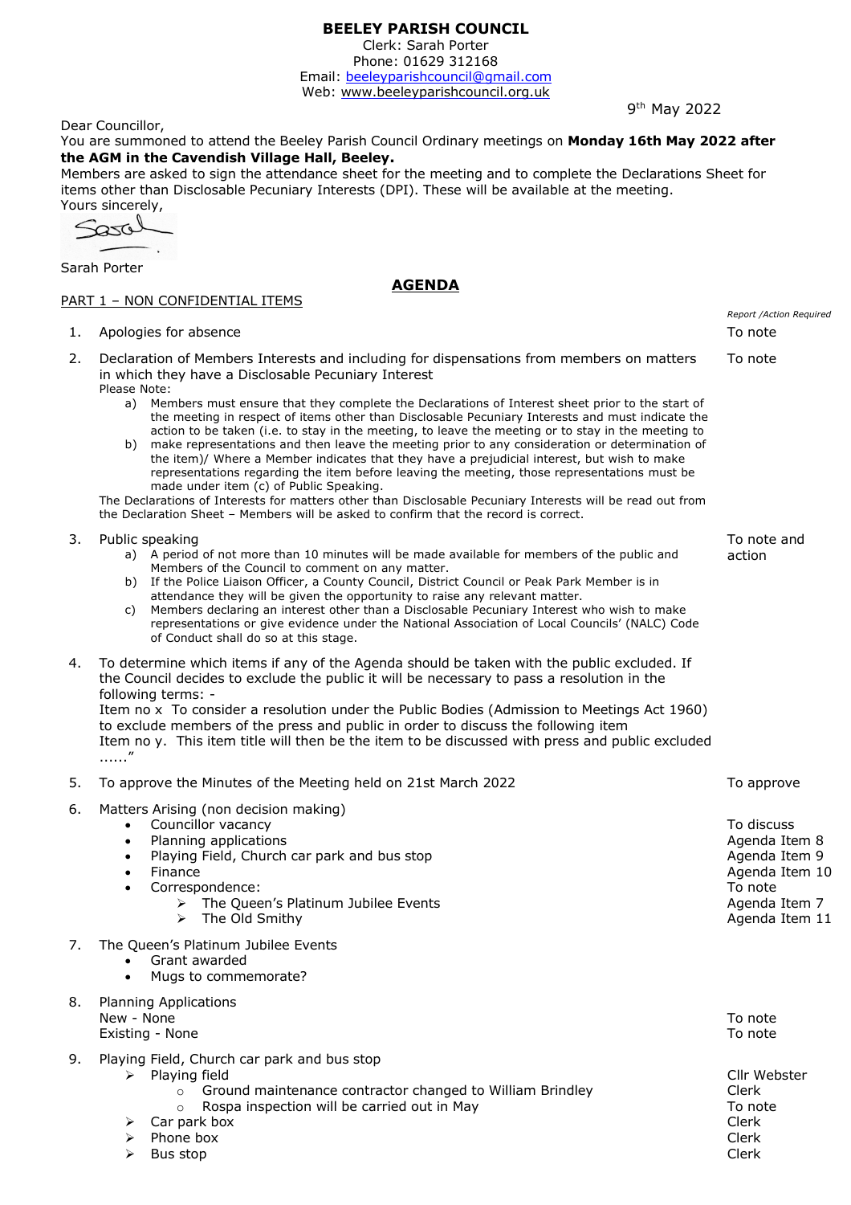**BEELEY PARISH COUNCIL**
Clerk: Sarah Porter
Phone: 01629 312168
Email: beeleyparishcouncil@gmail.com
Web: www.beeleyparishcouncil.org.uk

9th May 2022

Dear Councillor,

You are summoned to attend the Beeley Parish Council Ordinary meetings on **Monday 16th May 2022 after the AGM in the Cavendish Village Hall, Beeley.**

Members are asked to sign the attendance sheet for the meeting and to complete the Declarations Sheet for items other than Disclosable Pecuniary Interests (DPI). These will be available at the meeting.

Yours sincerely,

Sarah Porter

## AGENDA

PART 1 – NON CONFIDENTIAL ITEMS

| | | *Report /Action Required* |
|---|---|---|
| 1. | Apologies for absence | To note |
| 2. | Declaration of Members Interests and including for dispensations from members on matters in which they have a Disclosable Pecuniary Interest<br>Please Note:<br>a) Members must ensure that they complete the Declarations of Interest sheet prior to the start of the meeting in respect of items other than Disclosable Pecuniary Interests and must indicate the action to be taken (i.e. to stay in the meeting, to leave the meeting or to stay in the meeting to<br>b) make representations and then leave the meeting prior to any consideration or determination of the item)/ Where a Member indicates that they have a prejudicial interest, but wish to make representations regarding the item before leaving the meeting, those representations must be made under item (c) of Public Speaking.<br>The Declarations of Interests for matters other than Disclosable Pecuniary Interests will be read out from the Declaration Sheet – Members will be asked to confirm that the record is correct. | To note |
| 3. | Public speaking<br>a) A period of not more than 10 minutes will be made available for members of the public and Members of the Council to comment on any matter.<br>b) If the Police Liaison Officer, a County Council, District Council or Peak Park Member is in attendance they will be given the opportunity to raise any relevant matter.<br>c) Members declaring an interest other than a Disclosable Pecuniary Interest who wish to make representations or give evidence under the National Association of Local Councils' (NALC) Code of Conduct shall do so at this stage. | To note and action |
| 4. | To determine which items if any of the Agenda should be taken with the public excluded. If the Council decides to exclude the public it will be necessary to pass a resolution in the following terms: -<br>Item no x To consider a resolution under the Public Bodies (Admission to Meetings Act 1960) to exclude members of the press and public in order to discuss the following item<br>Item no y. This item title will then be the item to be discussed with press and public excluded ......" | |
| 5. | To approve the Minutes of the Meeting held on 21st March 2022 | To approve |
| 6. | Matters Arising (non decision making) | |
| | • Councillor vacancy | To discuss |
| | • Planning applications | Agenda Item 8 |
| | • Playing Field, Church car park and bus stop | Agenda Item 9 |
| | • Finance | Agenda Item 10 |
| | • Correspondence: | To note |
| | ➢ The Queen's Platinum Jubilee Events | Agenda Item 7 |
| | ➢ The Old Smithy | Agenda Item 11 |
| 7. | The Queen's Platinum Jubilee Events<br>• Grant awarded<br>• Mugs to commemorate? | |
| 8. | Planning Applications | |
| | New - None | To note |
| | Existing - None | To note |
| 9. | Playing Field, Church car park and bus stop | |
| | ➢ Playing field | Cllr Webster |
| | ○ Ground maintenance contractor changed to William Brindley | Clerk |
| | ○ Rospa inspection will be carried out in May | To note |
| | ➢ Car park box | Clerk |
| | ➢ Phone box | Clerk |
| | ➢ Bus stop | Clerk |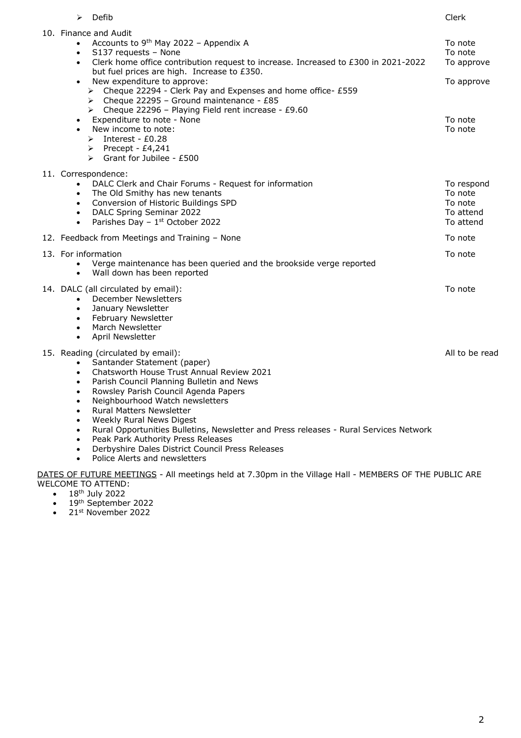- Defib — Clerk

10. Finance and Audit
    - Accounts to 9th May 2022 – Appendix A — To note
    - S137 requests – None — To note
    - Clerk home office contribution request to increase. Increased to £300 in 2021-2022 but fuel prices are high. Increase to £350. — To approve
    - New expenditure to approve: — To approve
      - Cheque 22294 - Clerk Pay and Expenses and home office- £559
      - Cheque 22295 – Ground maintenance - £85
      - Cheque 22296 – Playing Field rent increase - £9.60
    - Expenditure to note - None — To note
    - New income to note: — To note
      - Interest - £0.28
      - Precept - £4,241
      - Grant for Jubilee - £500

11. Correspondence:
    - DALC Clerk and Chair Forums - Request for information — To respond
    - The Old Smithy has new tenants — To note
    - Conversion of Historic Buildings SPD — To note
    - DALC Spring Seminar 2022 — To attend
    - Parishes Day – 1st October 2022 — To attend

12. Feedback from Meetings and Training – None — To note

13. For information — To note
    - Verge maintenance has been queried and the brookside verge reported
    - Wall down has been reported

14. DALC (all circulated by email): — To note
    - December Newsletters
    - January Newsletter
    - February Newsletter
    - March Newsletter
    - April Newsletter

15. Reading (circulated by email): — All to be read
    - Santander Statement (paper)
    - Chatsworth House Trust Annual Review 2021
    - Parish Council Planning Bulletin and News
    - Rowsley Parish Council Agenda Papers
    - Neighbourhood Watch newsletters
    - Rural Matters Newsletter
    - Weekly Rural News Digest
    - Rural Opportunities Bulletins, Newsletter and Press releases - Rural Services Network
    - Peak Park Authority Press Releases
    - Derbyshire Dales District Council Press Releases
    - Police Alerts and newsletters

DATES OF FUTURE MEETINGS - All meetings held at 7.30pm in the Village Hall - MEMBERS OF THE PUBLIC ARE WELCOME TO ATTEND:

- 18th July 2022
- 19th September 2022
- 21st November 2022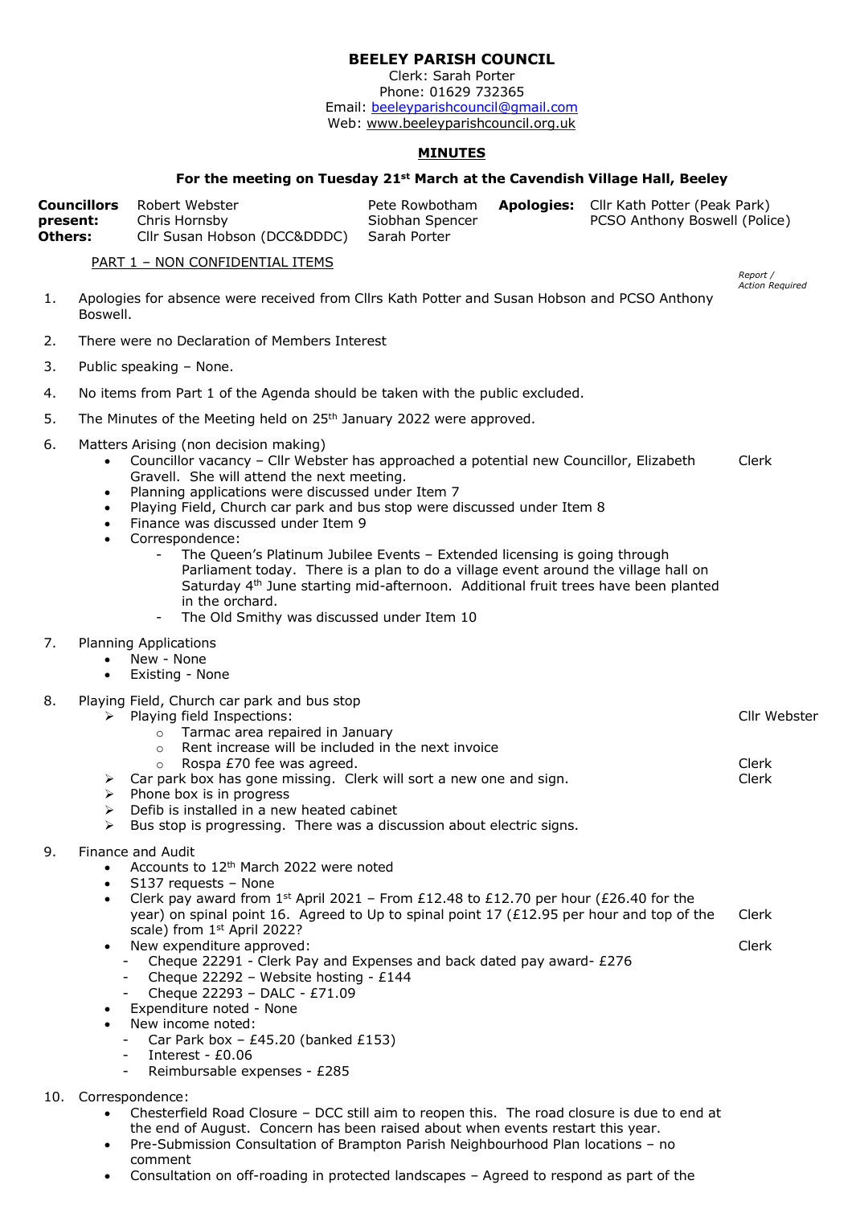# BEELEY PARISH COUNCIL

Clerk: Sarah Porter
Phone: 01629 732365
Email: beeleyparishcouncil@gmail.com
Web: www.beeleyparishcouncil.org.uk

## MINUTES

### For the meeting on Tuesday 21st March at the Cavendish Village Hall, Beeley

| | | | | |
|---|---|---|---|---|
| **Councillors present:** | Robert Webster | Pete Rowbotham | **Apologies:** | Cllr Kath Potter (Peak Park) |
| | Chris Hornsby | Siobhan Spencer | | PCSO Anthony Boswell (Police) |
| **Others:** | Cllr Susan Hobson (DCC&DDDC) | Sarah Porter | | |

PART 1 – NON CONFIDENTIAL ITEMS

*Report / Action Required*

1. Apologies for absence were received from Cllrs Kath Potter and Susan Hobson and PCSO Anthony Boswell.
2. There were no Declaration of Members Interest
3. Public speaking – None.
4. No items from Part 1 of the Agenda should be taken with the public excluded.
5. The Minutes of the Meeting held on 25th January 2022 were approved.
6. Matters Arising (non decision making)
   - Councillor vacancy – Cllr Webster has approached a potential new Councillor, Elizabeth Gravell. She will attend the next meeting. — **Clerk**
   - Planning applications were discussed under Item 7
   - Playing Field, Church car park and bus stop were discussed under Item 8
   - Finance was discussed under Item 9
   - Correspondence:
     - The Queen's Platinum Jubilee Events – Extended licensing is going through Parliament today. There is a plan to do a village event around the village hall on Saturday 4th June starting mid-afternoon. Additional fruit trees have been planted in the orchard.
     - The Old Smithy was discussed under Item 10
7. Planning Applications
   - New - None
   - Existing - None
8. Playing Field, Church car park and bus stop
   - Playing field Inspections: — **Cllr Webster**
     - Tarmac area repaired in January
     - Rent increase will be included in the next invoice
     - Rospa £70 fee was agreed. — **Clerk**
   - Car park box has gone missing. Clerk will sort a new one and sign. — **Clerk**
   - Phone box is in progress
   - Defib is installed in a new heated cabinet
   - Bus stop is progressing. There was a discussion about electric signs.
9. Finance and Audit
   - Accounts to 12th March 2022 were noted
   - S137 requests – None
   - Clerk pay award from 1st April 2021 – From £12.48 to £12.70 per hour (£26.40 for the year) on spinal point 16. Agreed to Up to spinal point 17 (£12.95 per hour and top of the scale) from 1st April 2022? — **Clerk**
   - New expenditure approved: — **Clerk**
     - Cheque 22291 - Clerk Pay and Expenses and back dated pay award- £276
     - Cheque 22292 – Website hosting - £144
     - Cheque 22293 – DALC - £71.09
   - Expenditure noted - None
   - New income noted:
     - Car Park box – £45.20 (banked £153)
     - Interest - £0.06
     - Reimbursable expenses - £285
10. Correspondence:
    - Chesterfield Road Closure – DCC still aim to reopen this. The road closure is due to end at the end of August. Concern has been raised about when events restart this year.
    - Pre-Submission Consultation of Brampton Parish Neighbourhood Plan locations – no comment
    - Consultation on off-roading in protected landscapes – Agreed to respond as part of the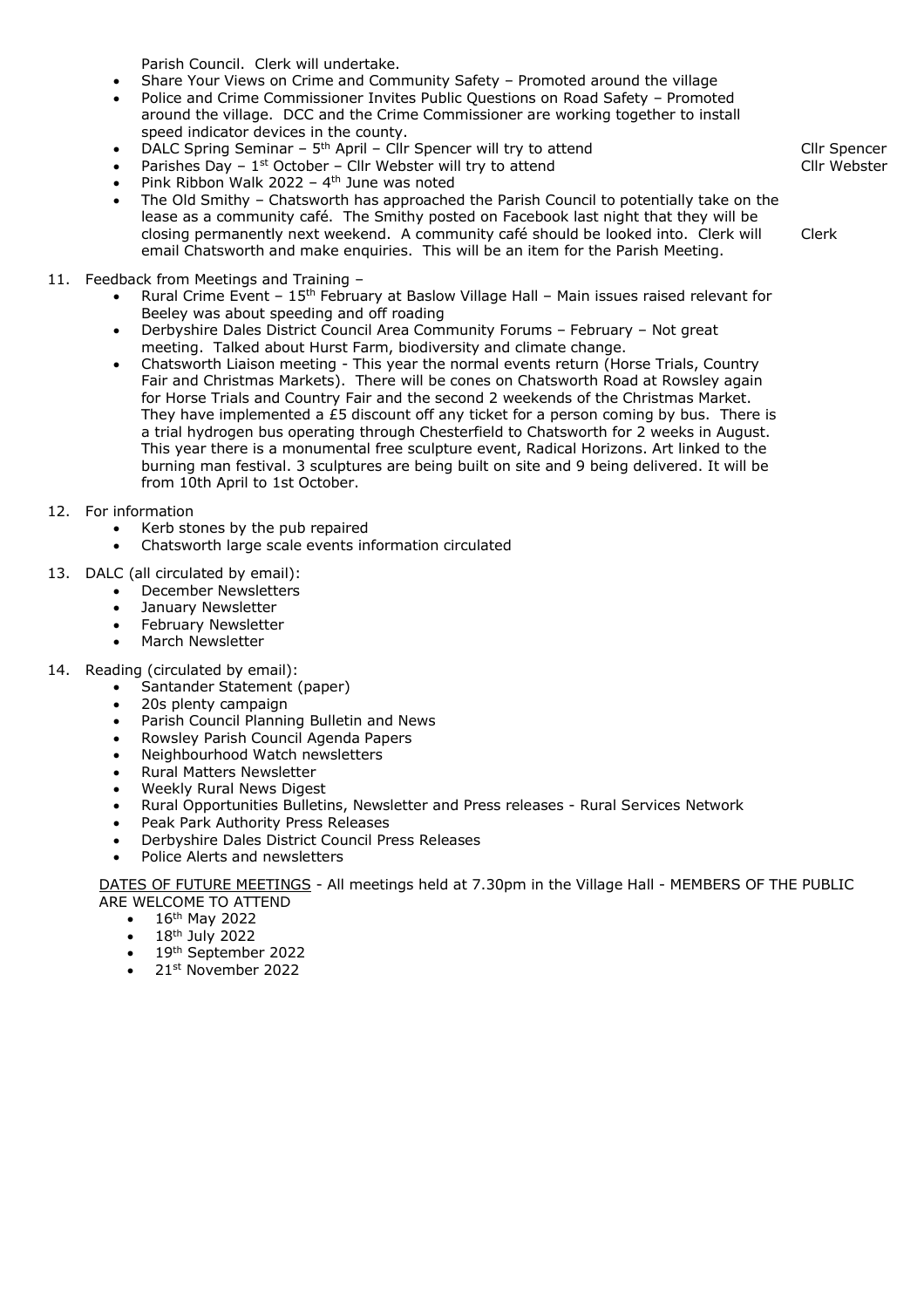Parish Council. Clerk will undertake.

- Share Your Views on Crime and Community Safety – Promoted around the village
- Police and Crime Commissioner Invites Public Questions on Road Safety – Promoted around the village. DCC and the Crime Commissioner are working together to install speed indicator devices in the county.
- DALC Spring Seminar – 5th April – Cllr Spencer will try to attend — Cllr Spencer
- Parishes Day – 1st October – Cllr Webster will try to attend — Cllr Webster
- Pink Ribbon Walk 2022 – 4th June was noted
- The Old Smithy – Chatsworth has approached the Parish Council to potentially take on the lease as a community café. The Smithy posted on Facebook last night that they will be closing permanently next weekend. A community café should be looked into. Clerk will email Chatsworth and make enquiries. This will be an item for the Parish Meeting. — Clerk

11. Feedback from Meetings and Training –
    - Rural Crime Event – 15th February at Baslow Village Hall – Main issues raised relevant for Beeley was about speeding and off roading
    - Derbyshire Dales District Council Area Community Forums – February – Not great meeting. Talked about Hurst Farm, biodiversity and climate change.
    - Chatsworth Liaison meeting - This year the normal events return (Horse Trials, Country Fair and Christmas Markets). There will be cones on Chatsworth Road at Rowsley again for Horse Trials and Country Fair and the second 2 weekends of the Christmas Market. They have implemented a £5 discount off any ticket for a person coming by bus. There is a trial hydrogen bus operating through Chesterfield to Chatsworth for 2 weeks in August. This year there is a monumental free sculpture event, Radical Horizons. Art linked to the burning man festival. 3 sculptures are being built on site and 9 being delivered. It will be from 10th April to 1st October.

12. For information
    - Kerb stones by the pub repaired
    - Chatsworth large scale events information circulated

13. DALC (all circulated by email):
    - December Newsletters
    - January Newsletter
    - February Newsletter
    - March Newsletter

14. Reading (circulated by email):
    - Santander Statement (paper)
    - 20s plenty campaign
    - Parish Council Planning Bulletin and News
    - Rowsley Parish Council Agenda Papers
    - Neighbourhood Watch newsletters
    - Rural Matters Newsletter
    - Weekly Rural News Digest
    - Rural Opportunities Bulletins, Newsletter and Press releases - Rural Services Network
    - Peak Park Authority Press Releases
    - Derbyshire Dales District Council Press Releases
    - Police Alerts and newsletters

DATES OF FUTURE MEETINGS - All meetings held at 7.30pm in the Village Hall - MEMBERS OF THE PUBLIC ARE WELCOME TO ATTEND

- 16th May 2022
- 18th July 2022
- 19th September 2022
- 21st November 2022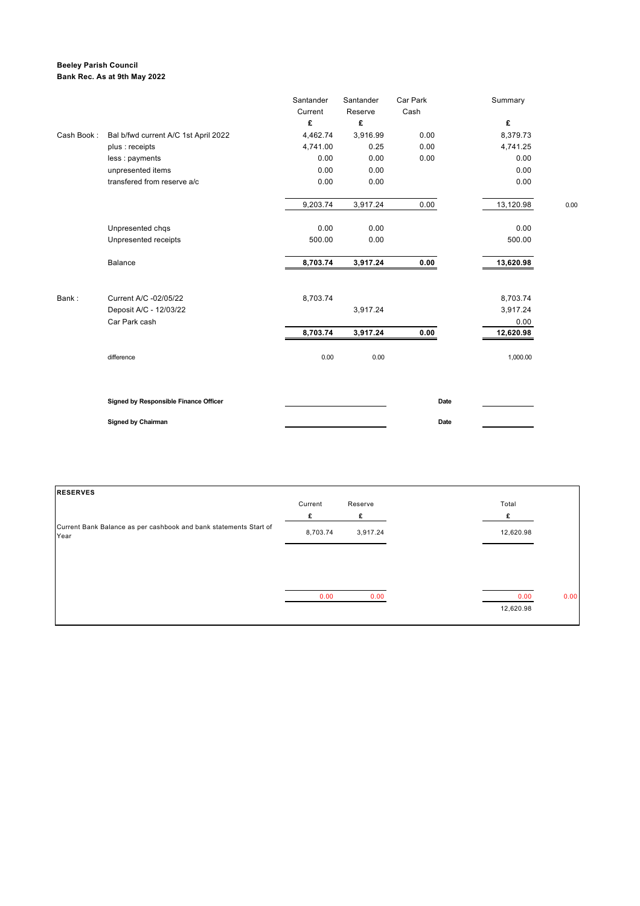**Beeley Parish Council**
**Bank Rec. As at 9th May 2022**

| | | Santander Current | Santander Reserve | Car Park Cash | Summary | |
|---|---|---|---|---|---|---|
| | | £ | £ | | £ | |
| Cash Book : | Bal b/fwd current A/C 1st April 2022 | 4,462.74 | 3,916.99 | 0.00 | 8,379.73 | |
| | plus : receipts | 4,741.00 | 0.25 | 0.00 | 4,741.25 | |
| | less : payments | 0.00 | 0.00 | 0.00 | 0.00 | |
| | unpresented items | 0.00 | 0.00 | | 0.00 | |
| | transfered from reserve a/c | 0.00 | 0.00 | | 0.00 | |
| | | 9,203.74 | 3,917.24 | 0.00 | 13,120.98 | 0.00 |
| | Unpresented chqs | 0.00 | 0.00 | | 0.00 | |
| | Unpresented receipts | 500.00 | 0.00 | | 500.00 | |
| | Balance | **8,703.74** | **3,917.24** | **0.00** | **13,620.98** | |
| Bank : | Current A/C -02/05/22 | 8,703.74 | | | 8,703.74 | |
| | Deposit A/C - 12/03/22 | | 3,917.24 | | 3,917.24 | |
| | Car Park cash | | | | 0.00 | |
| | | **8,703.74** | **3,917.24** | **0.00** | **12,620.98** | |
| | difference | 0.00 | 0.00 | | 1,000.00 | |

**Signed by Responsible Finance Officer** ____________________ **Date** ____________

**Signed by Chairman** ____________________ **Date** ____________

**RESERVES**

| | Current | Reserve | Total | |
|---|---|---|---|---|
| | £ | £ | £ | |
| Current Bank Balance as per cashbook and bank statements Start of Year | 8,703.74 | 3,917.24 | 12,620.98 | |
| | 0.00 | 0.00 | 0.00 | 0.00 |
| | | | 12,620.98 | |